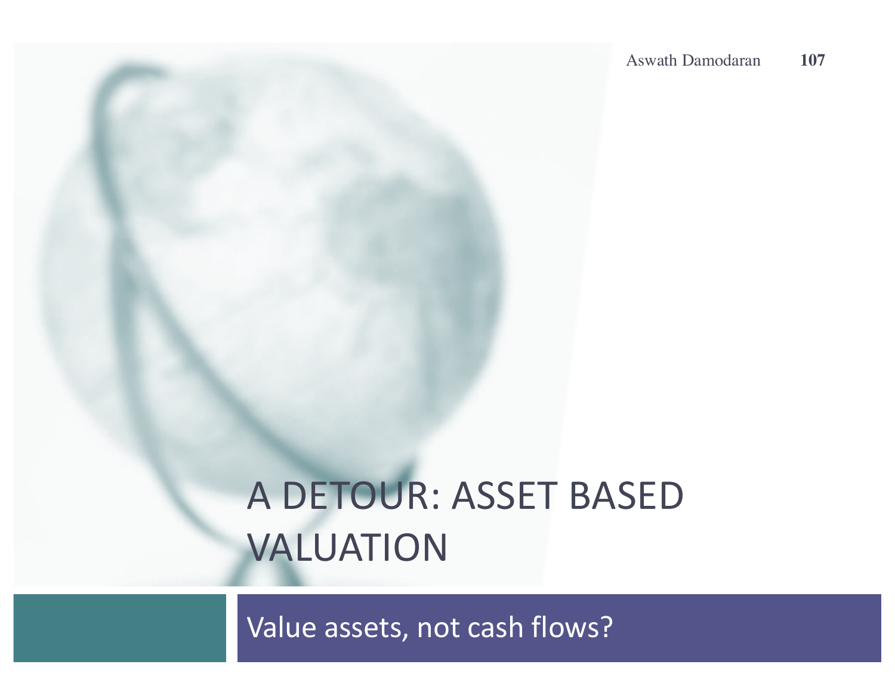# A DETOUR: ASSET BASED VALUATION

Value assets, not cash flows?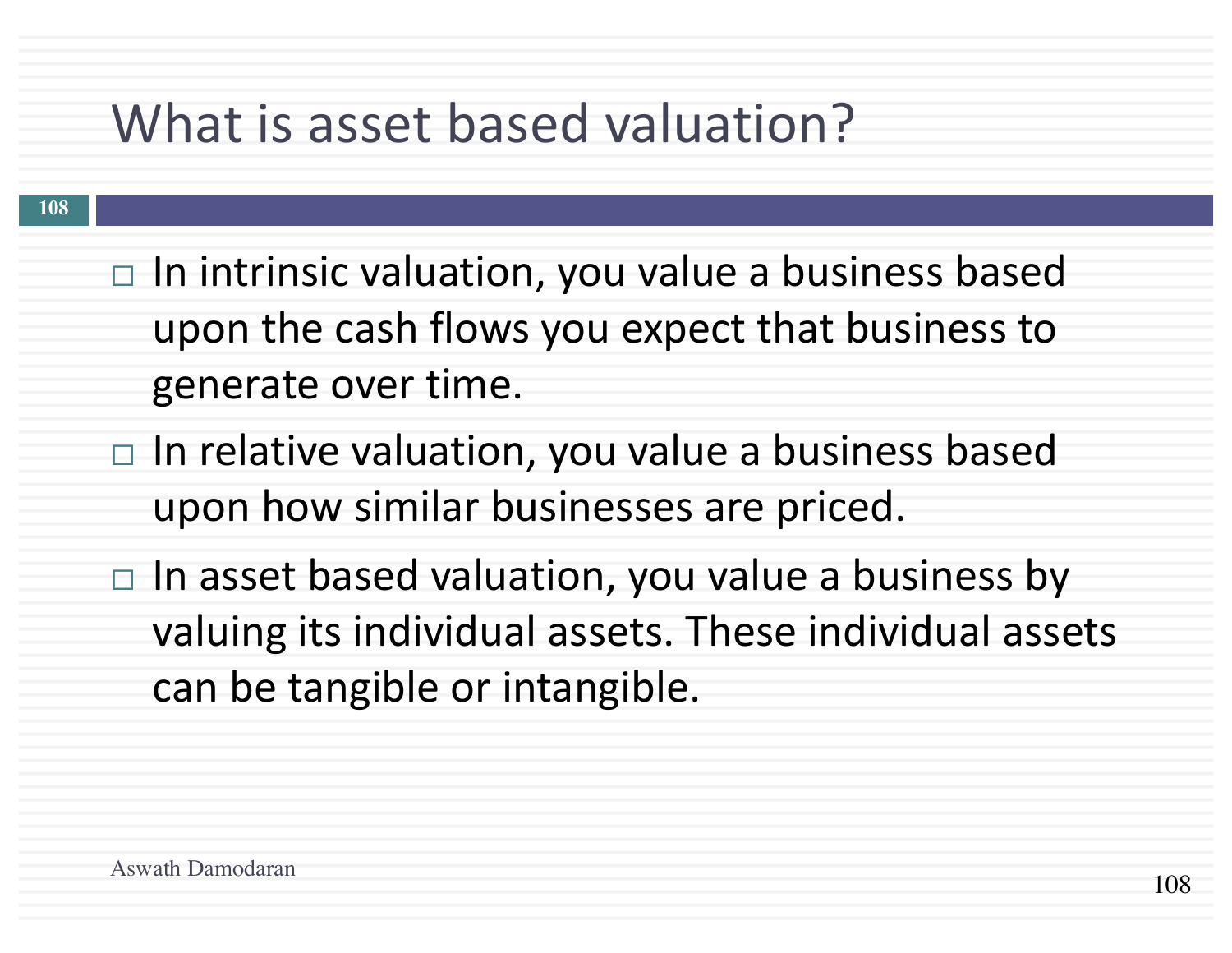# What is asset based valuation?

- In intrinsic valuation, you value a business based upon the cash flows you expect that business to generate over time.
- In relative valuation, you value a business based upon how similar businesses are priced.
- In asset based valuation, you value a business by valuing its individual assets. These individual assets can be tangible or intangible.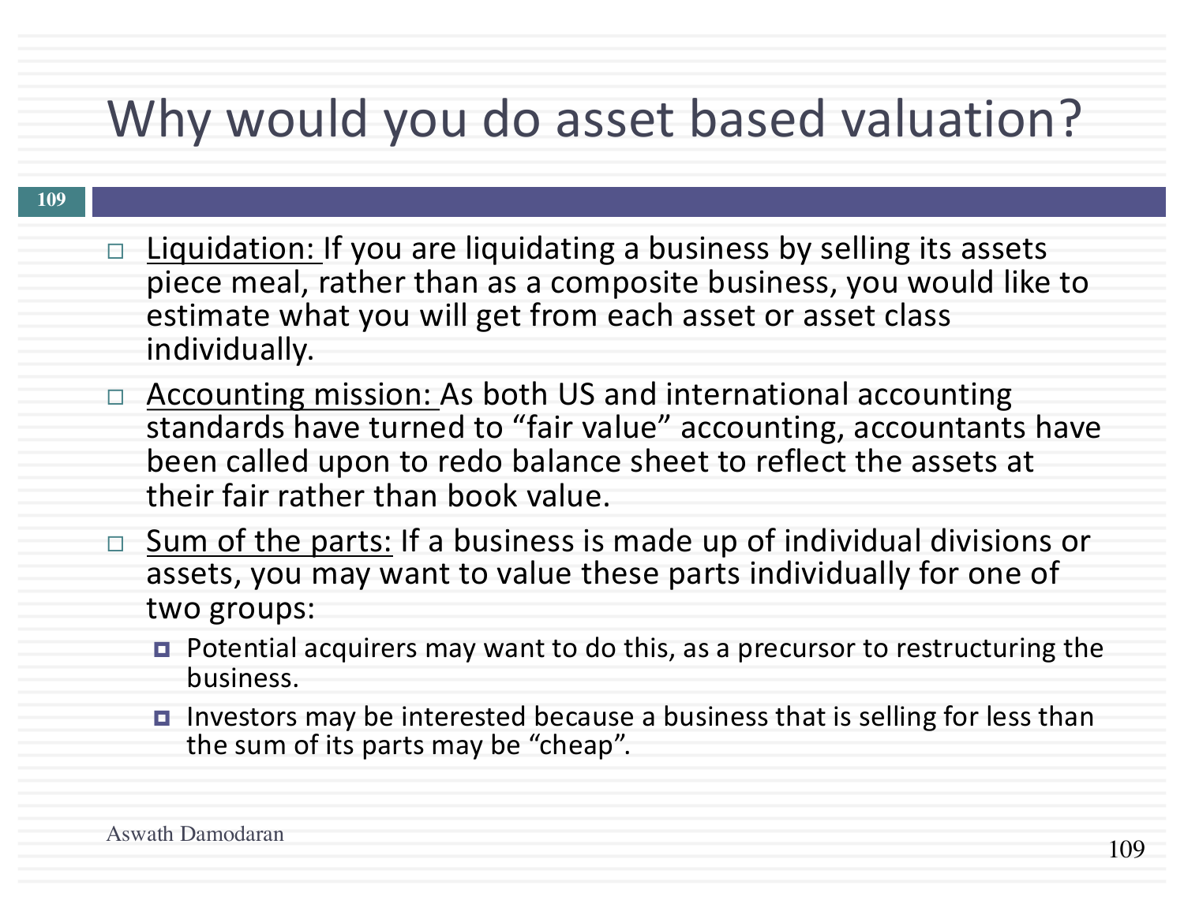# Why would you do asset based valuation?

- Liquidation: If you are liquidating a business by selling its assets piece meal, rather than as a composite business, you would like to estimate what you will get from each asset or asset class individually.
- Accounting mission: As both US and international accounting standards have turned to "fair value" accounting, accountants have been called upon to redo balance sheet to reflect the assets at their fair rather than book value.
- Sum of the parts: If a business is made up of individual divisions or assets, you may want to value these parts individually for one of two groups:
  - Potential acquirers may want to do this, as a precursor to restructuring the business.
  - Investors may be interested because a business that is selling for less than the sum of its parts may be "cheap".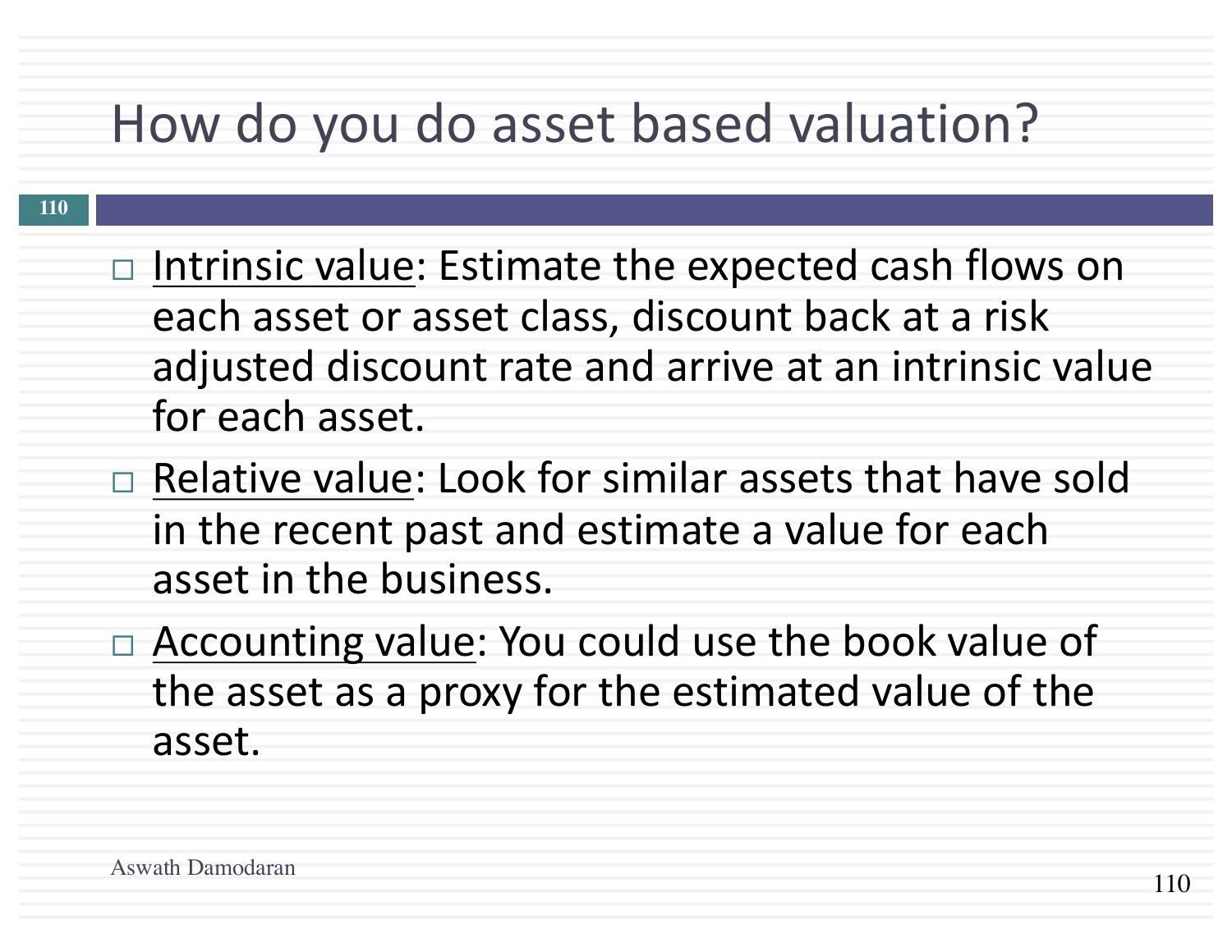# How do you do asset based valuation?

- <u>Intrinsic value</u>: Estimate the expected cash flows on each asset or asset class, discount back at a risk adjusted discount rate and arrive at an intrinsic value for each asset.
- <u>Relative value</u>: Look for similar assets that have sold in the recent past and estimate a value for each asset in the business.
- <u>Accounting value</u>: You could use the book value of the asset as a proxy for the estimated value of the asset.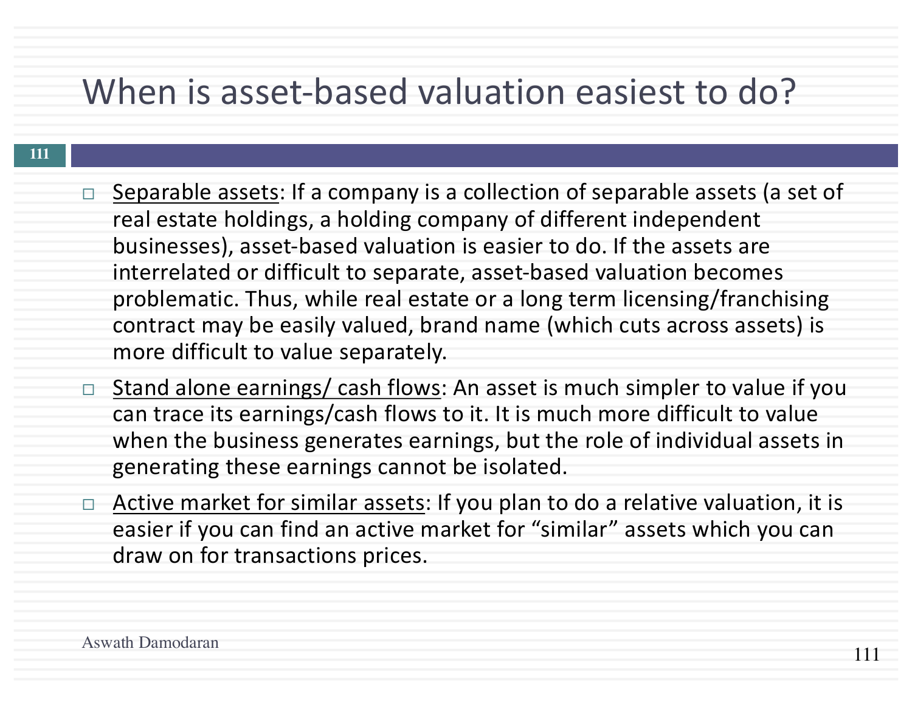# When is asset-based valuation easiest to do?

- Separable assets: If a company is a collection of separable assets (a set of real estate holdings, a holding company of different independent businesses), asset-based valuation is easier to do. If the assets are interrelated or difficult to separate, asset-based valuation becomes problematic. Thus, while real estate or a long term licensing/franchising contract may be easily valued, brand name (which cuts across assets) is more difficult to value separately.
- Stand alone earnings/ cash flows: An asset is much simpler to value if you can trace its earnings/cash flows to it. It is much more difficult to value when the business generates earnings, but the role of individual assets in generating these earnings cannot be isolated.
- Active market for similar assets: If you plan to do a relative valuation, it is easier if you can find an active market for "similar" assets which you can draw on for transactions prices.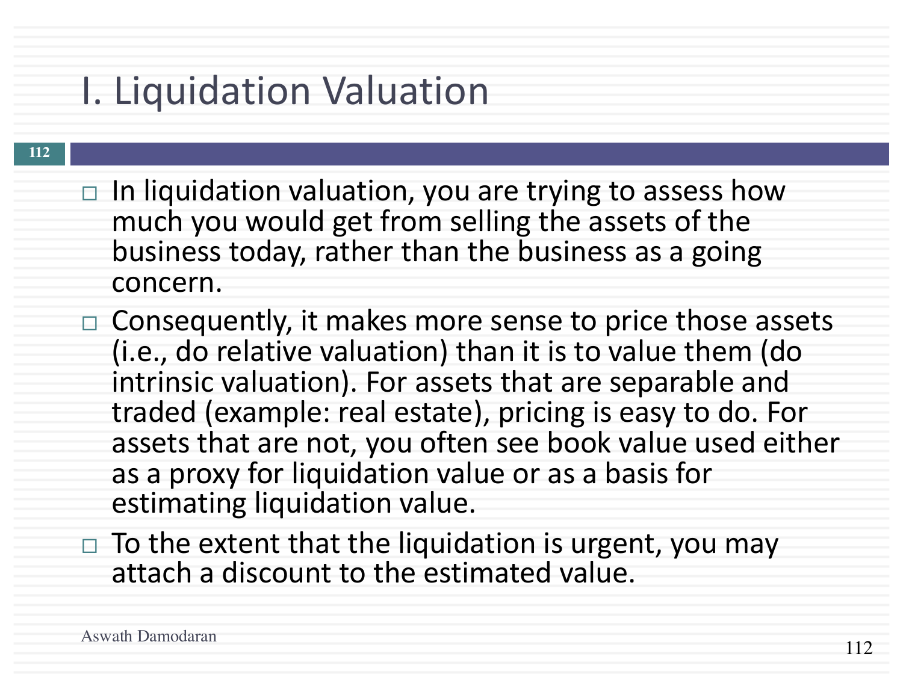# I. Liquidation Valuation

- In liquidation valuation, you are trying to assess how much you would get from selling the assets of the business today, rather than the business as a going concern.
- Consequently, it makes more sense to price those assets (i.e., do relative valuation) than it is to value them (do intrinsic valuation). For assets that are separable and traded (example: real estate), pricing is easy to do. For assets that are not, you often see book value used either as a proxy for liquidation value or as a basis for estimating liquidation value.
- To the extent that the liquidation is urgent, you may attach a discount to the estimated value.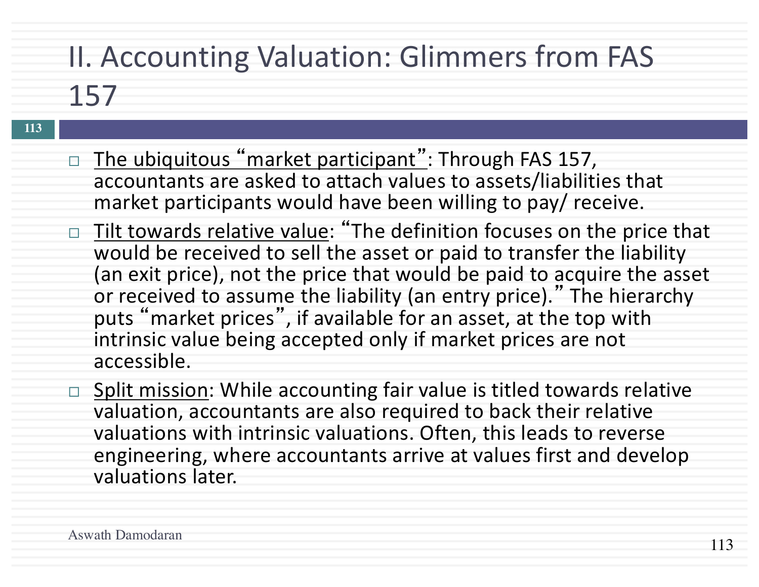# II. Accounting Valuation: Glimmers from FAS 157

- <u>The ubiquitous "market participant"</u>: Through FAS 157, accountants are asked to attach values to assets/liabilities that market participants would have been willing to pay/ receive.
- <u>Tilt towards relative value</u>: "The definition focuses on the price that would be received to sell the asset or paid to transfer the liability (an exit price), not the price that would be paid to acquire the asset or received to assume the liability (an entry price)." The hierarchy puts "market prices", if available for an asset, at the top with intrinsic value being accepted only if market prices are not accessible.
- <u>Split mission</u>: While accounting fair value is titled towards relative valuation, accountants are also required to back their relative valuations with intrinsic valuations. Often, this leads to reverse engineering, where accountants arrive at values first and develop valuations later.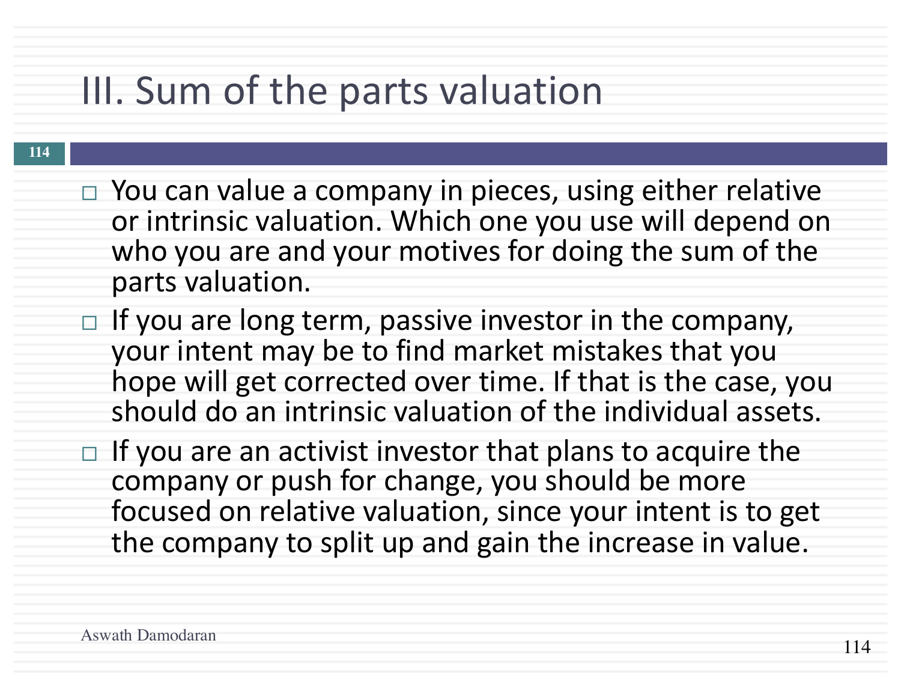# III. Sum of the parts valuation

- You can value a company in pieces, using either relative or intrinsic valuation. Which one you use will depend on who you are and your motives for doing the sum of the parts valuation.
- If you are long term, passive investor in the company, your intent may be to find market mistakes that you hope will get corrected over time. If that is the case, you should do an intrinsic valuation of the individual assets.
- If you are an activist investor that plans to acquire the company or push for change, you should be more focused on relative valuation, since your intent is to get the company to split up and gain the increase in value.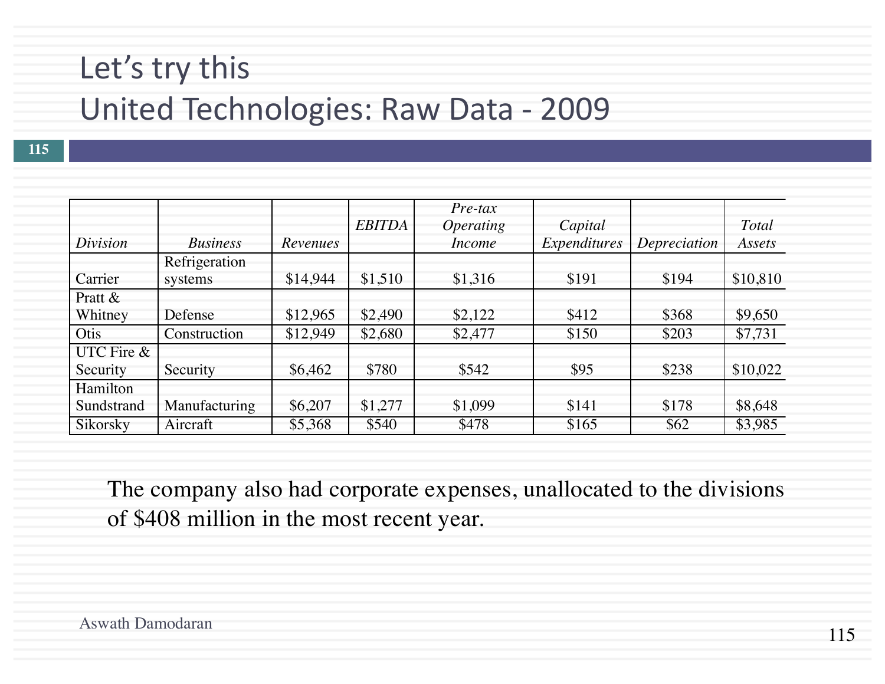# Let's try this
# United Technologies: Raw Data - 2009

| *Division* | *Business* | *Revenues* | *EBITDA* | *Pre-tax Operating Income* | *Capital Expenditures* | *Depreciation* | *Total Assets* |
|---|---|---|---|---|---|---|---|
| Carrier | Refrigeration systems | $14,944 | $1,510 | $1,316 | $191 | $194 | $10,810 |
| Pratt & Whitney | Defense | $12,965 | $2,490 | $2,122 | $412 | $368 | $9,650 |
| Otis | Construction | $12,949 | $2,680 | $2,477 | $150 | $203 | $7,731 |
| UTC Fire & Security | Security | $6,462 | $780 | $542 | $95 | $238 | $10,022 |
| Hamilton Sundstrand | Manufacturing | $6,207 | $1,277 | $1,099 | $141 | $178 | $8,648 |
| Sikorsky | Aircraft | $5,368 | $540 | $478 | $165 | $62 | $3,985 |

The company also had corporate expenses, unallocated to the divisions of $408 million in the most recent year.

Aswath Damodaran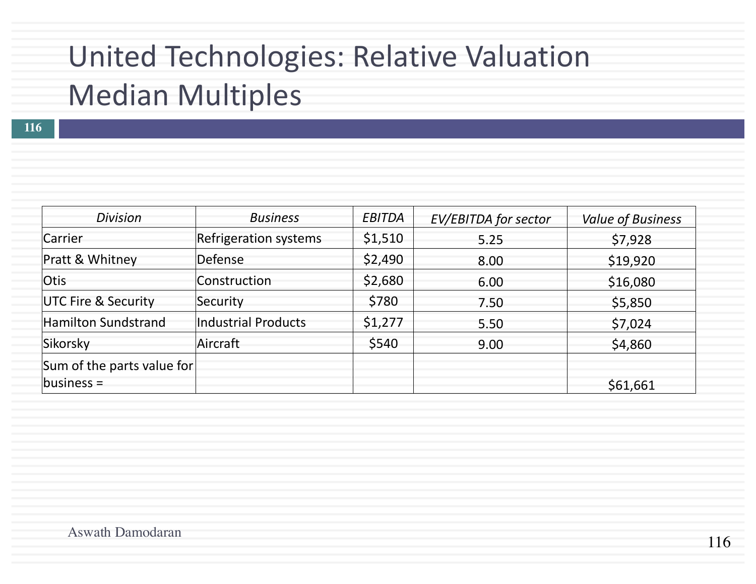# United Technologies: Relative Valuation Median Multiples

| *Division* | *Business* | *EBITDA* | *EV/EBITDA for sector* | *Value of Business* |
|---|---|---|---|---|
| Carrier | Refrigeration systems | $1,510 | 5.25 | $7,928 |
| Pratt & Whitney | Defense | $2,490 | 8.00 | $19,920 |
| Otis | Construction | $2,680 | 6.00 | $16,080 |
| UTC Fire & Security | Security | $780 | 7.50 | $5,850 |
| Hamilton Sundstrand | Industrial Products | $1,277 | 5.50 | $7,024 |
| Sikorsky | Aircraft | $540 | 9.00 | $4,860 |
| Sum of the parts value for business = | | | | $61,661 |

Aswath Damodaran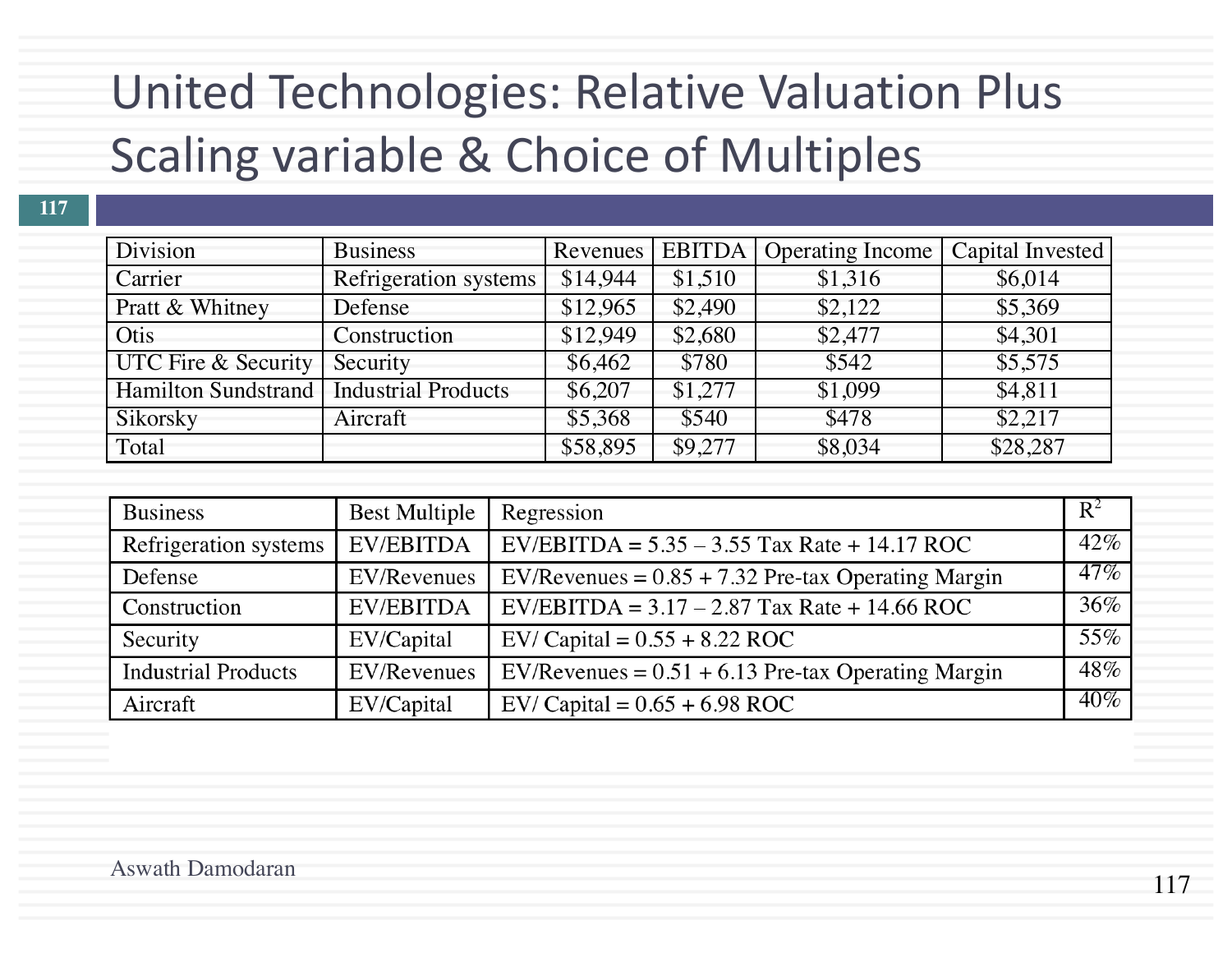# United Technologies: Relative Valuation Plus Scaling variable & Choice of Multiples

| Division | Business | Revenues | EBITDA | Operating Income | Capital Invested |
|---|---|---|---|---|---|
| Carrier | Refrigeration systems | $14,944 | $1,510 | $1,316 | $6,014 |
| Pratt & Whitney | Defense | $12,965 | $2,490 | $2,122 | $5,369 |
| Otis | Construction | $12,949 | $2,680 | $2,477 | $4,301 |
| UTC Fire & Security | Security | $6,462 | $780 | $542 | $5,575 |
| Hamilton Sundstrand | Industrial Products | $6,207 | $1,277 | $1,099 | $4,811 |
| Sikorsky | Aircraft | $5,368 | $540 | $478 | $2,217 |
| Total | | $58,895 | $9,277 | $8,034 | $28,287 |

| Business | Best Multiple | Regression | $R^2$ |
|---|---|---|---|
| Refrigeration systems | EV/EBITDA | EV/EBITDA = 5.35 – 3.55 Tax Rate + 14.17 ROC | 42% |
| Defense | EV/Revenues | EV/Revenues = 0.85 + 7.32 Pre-tax Operating Margin | 47% |
| Construction | EV/EBITDA | EV/EBITDA = 3.17 – 2.87 Tax Rate + 14.66 ROC | 36% |
| Security | EV/Capital | EV/ Capital = 0.55 + 8.22 ROC | 55% |
| Industrial Products | EV/Revenues | EV/Revenues = 0.51 + 6.13 Pre-tax Operating Margin | 48% |
| Aircraft | EV/Capital | EV/ Capital = 0.65 + 6.98 ROC | 40% |

Aswath Damodaran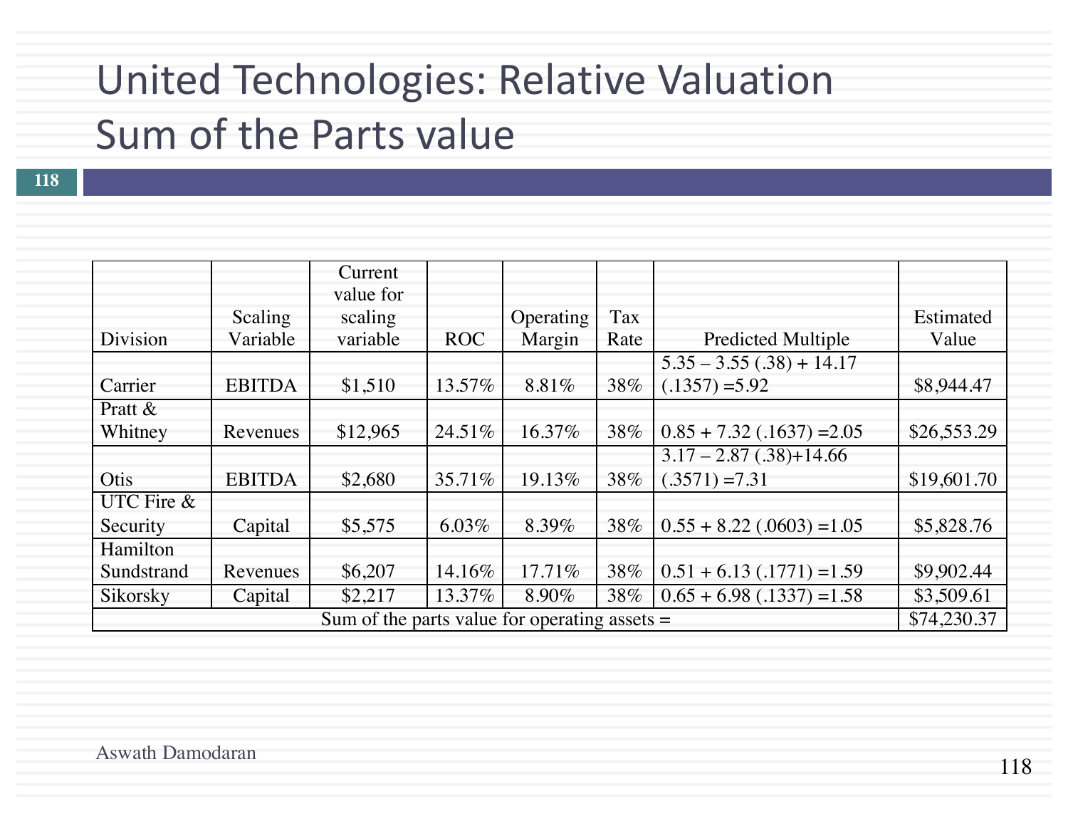# United Technologies: Relative Valuation Sum of the Parts value

| Division | Scaling Variable | Current value for scaling variable | ROC | Operating Margin | Tax Rate | Predicted Multiple | Estimated Value |
|---|---|---|---|---|---|---|---|
| Carrier | EBITDA | $1,510 | 13.57% | 8.81% | 38% | 5.35 – 3.55 (.38) + 14.17 (.1357) =5.92 | $8,944.47 |
| Pratt & Whitney | Revenues | $12,965 | 24.51% | 16.37% | 38% | 0.85 + 7.32 (.1637) =2.05 | $26,553.29 |
| Otis | EBITDA | $2,680 | 35.71% | 19.13% | 38% | 3.17 – 2.87 (.38)+14.66 (.3571) =7.31 | $19,601.70 |
| UTC Fire & Security | Capital | $5,575 | 6.03% | 8.39% | 38% | 0.55 + 8.22 (.0603) =1.05 | $5,828.76 |
| Hamilton Sundstrand | Revenues | $6,207 | 14.16% | 17.71% | 38% | 0.51 + 6.13 (.1771) =1.59 | $9,902.44 |
| Sikorsky | Capital | $2,217 | 13.37% | 8.90% | 38% | 0.65 + 6.98 (.1337) =1.58 | $3,509.61 |
| Sum of the parts value for operating assets = | | | | | | | $74,230.37 |

Aswath Damodaran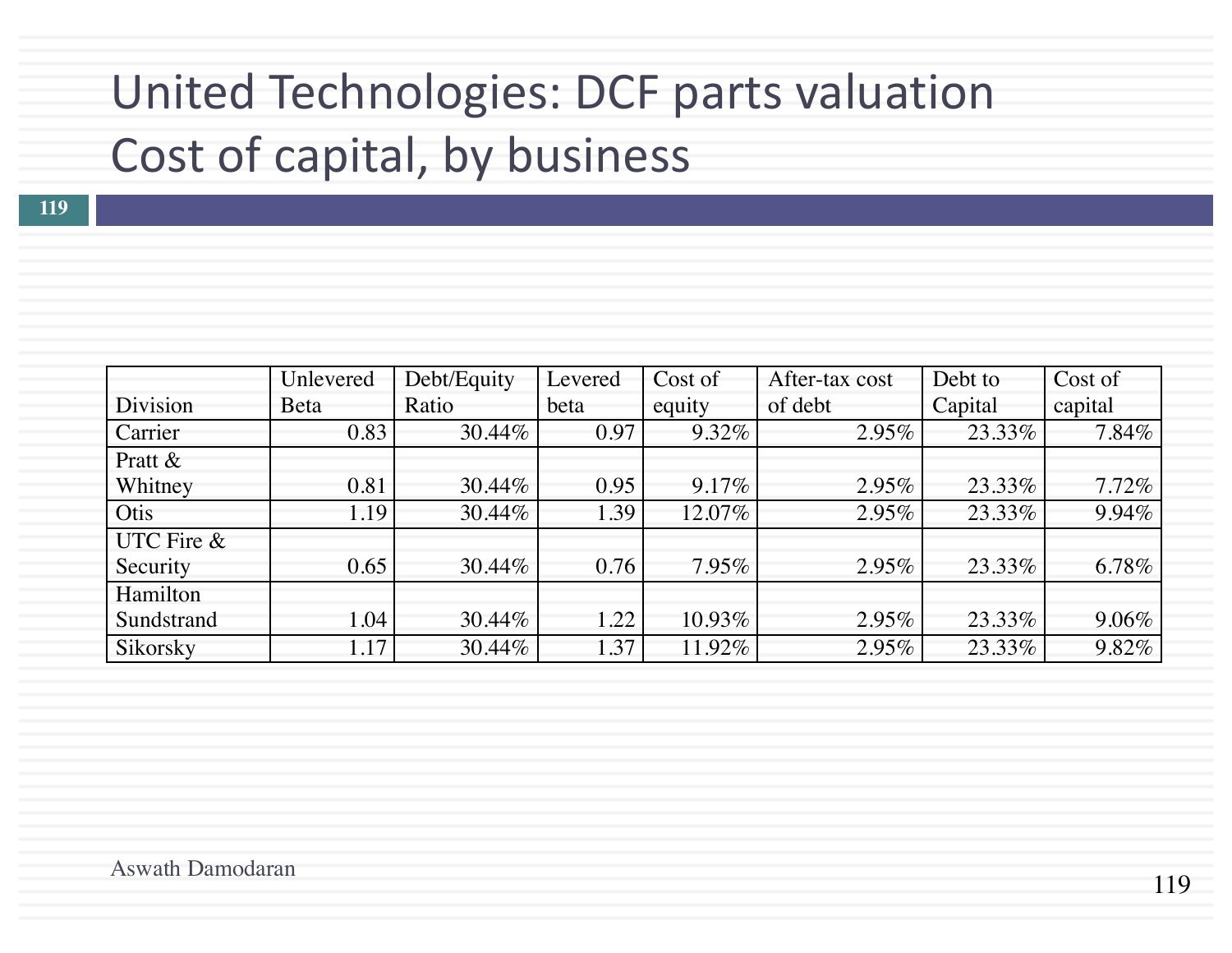# United Technologies: DCF parts valuation Cost of capital, by business

| Division | Unlevered Beta | Debt/Equity Ratio | Levered beta | Cost of equity | After-tax cost of debt | Debt to Capital | Cost of capital |
|---|---|---|---|---|---|---|---|
| Carrier | 0.83 | 30.44% | 0.97 | 9.32% | 2.95% | 23.33% | 7.84% |
| Pratt & Whitney | 0.81 | 30.44% | 0.95 | 9.17% | 2.95% | 23.33% | 7.72% |
| Otis | 1.19 | 30.44% | 1.39 | 12.07% | 2.95% | 23.33% | 9.94% |
| UTC Fire & Security | 0.65 | 30.44% | 0.76 | 7.95% | 2.95% | 23.33% | 6.78% |
| Hamilton Sundstrand | 1.04 | 30.44% | 1.22 | 10.93% | 2.95% | 23.33% | 9.06% |
| Sikorsky | 1.17 | 30.44% | 1.37 | 11.92% | 2.95% | 23.33% | 9.82% |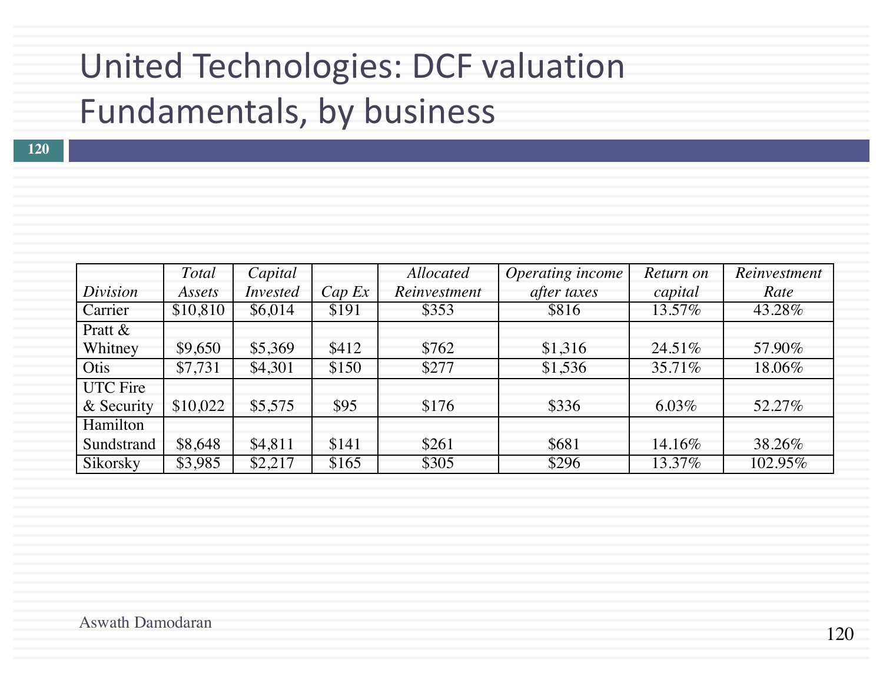# United Technologies: DCF valuation Fundamentals, by business

| *Division* | *Total Assets* | *Capital Invested* | *Cap Ex* | *Allocated Reinvestment* | *Operating income after taxes* | *Return on capital* | *Reinvestment Rate* |
|---|---|---|---|---|---|---|---|
| Carrier | $10,810 | $6,014 | $191 | $353 | $816 | 13.57% | 43.28% |
| Pratt & Whitney | $9,650 | $5,369 | $412 | $762 | $1,316 | 24.51% | 57.90% |
| Otis | $7,731 | $4,301 | $150 | $277 | $1,536 | 35.71% | 18.06% |
| UTC Fire & Security | $10,022 | $5,575 | $95 | $176 | $336 | 6.03% | 52.27% |
| Hamilton Sundstrand | $8,648 | $4,811 | $141 | $261 | $681 | 14.16% | 38.26% |
| Sikorsky | $3,985 | $2,217 | $165 | $305 | $296 | 13.37% | 102.95% |

Aswath Damodaran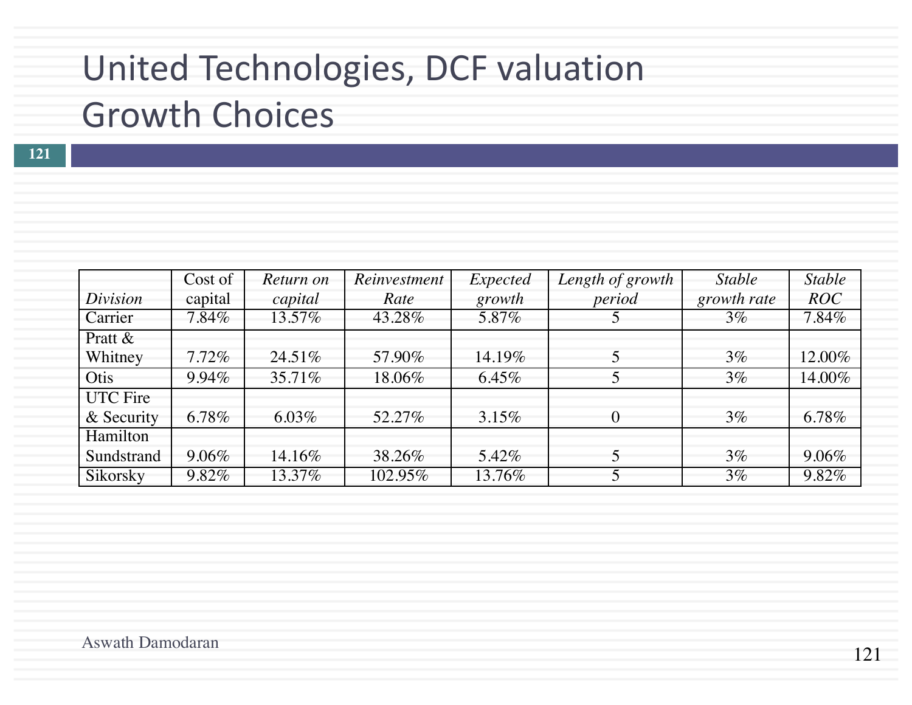# United Technologies, DCF valuation Growth Choices

| *Division* | Cost of capital | *Return on capital* | *Reinvestment Rate* | *Expected growth* | *Length of growth period* | *Stable growth rate* | *Stable ROC* |
|---|---|---|---|---|---|---|---|
| Carrier | 7.84% | 13.57% | 43.28% | 5.87% | 5 | 3% | 7.84% |
| Pratt & Whitney | 7.72% | 24.51% | 57.90% | 14.19% | 5 | 3% | 12.00% |
| Otis | 9.94% | 35.71% | 18.06% | 6.45% | 5 | 3% | 14.00% |
| UTC Fire & Security | 6.78% | 6.03% | 52.27% | 3.15% | 0 | 3% | 6.78% |
| Hamilton Sundstrand | 9.06% | 14.16% | 38.26% | 5.42% | 5 | 3% | 9.06% |
| Sikorsky | 9.82% | 13.37% | 102.95% | 13.76% | 5 | 3% | 9.82% |

Aswath Damodaran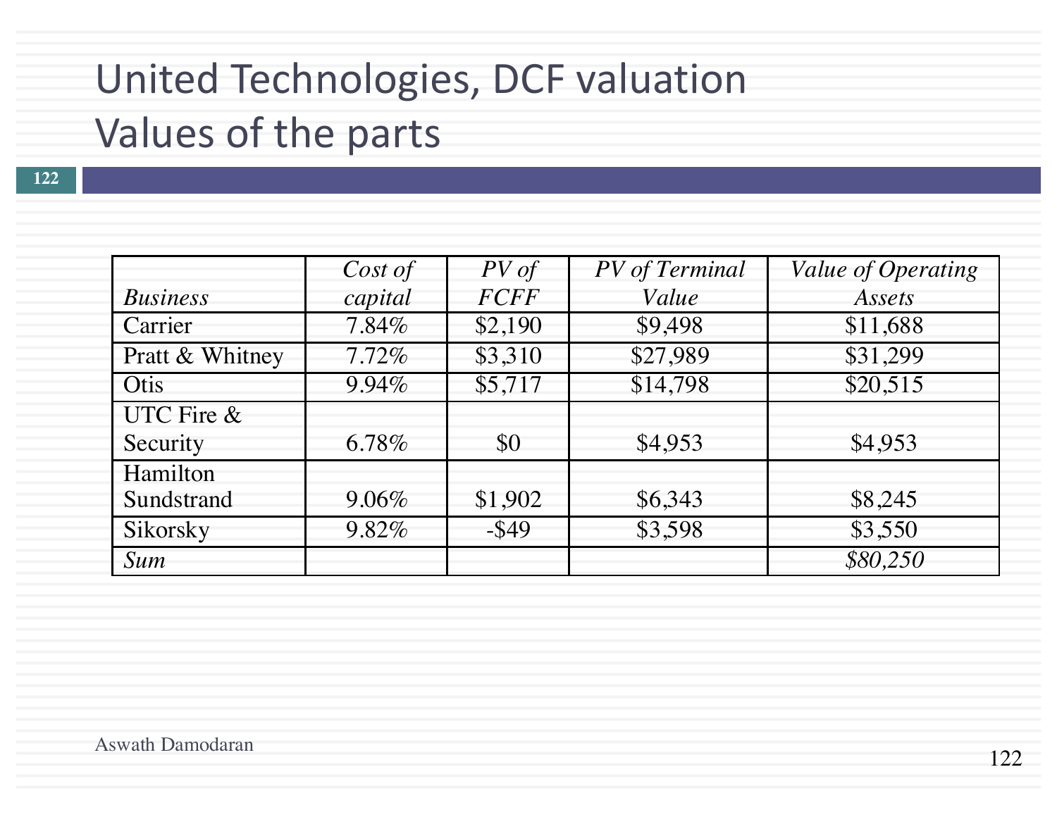# United Technologies, DCF valuation Values of the parts

| *Business* | *Cost of capital* | *PV of FCFF* | *PV of Terminal Value* | *Value of Operating Assets* |
|---|---|---|---|---|
| Carrier | 7.84% | $2,190 | $9,498 | $11,688 |
| Pratt & Whitney | 7.72% | $3,310 | $27,989 | $31,299 |
| Otis | 9.94% | $5,717 | $14,798 | $20,515 |
| UTC Fire & Security | 6.78% | $0 | $4,953 | $4,953 |
| Hamilton Sundstrand | 9.06% | $1,902 | $6,343 | $8,245 |
| Sikorsky | 9.82% | -$49 | $3,598 | $3,550 |
| *Sum* | | | | *$80,250* |

Aswath Damodaran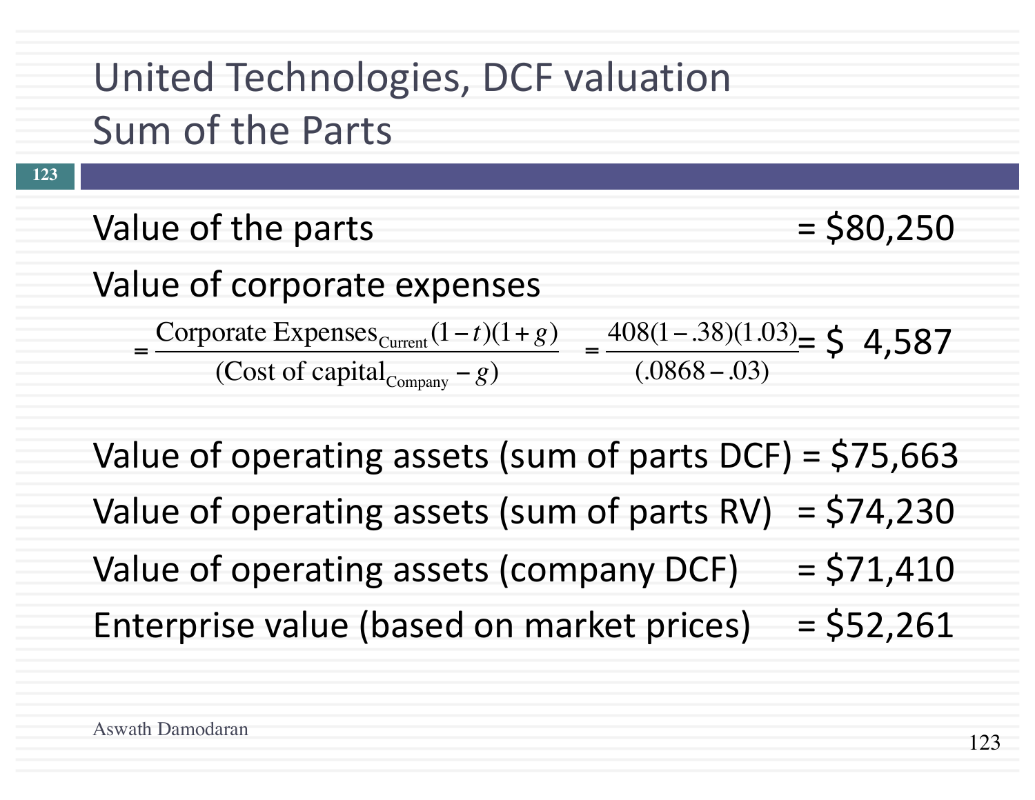# United Technologies, DCF valuation
## Sum of the Parts

Value of the parts = $80,250

Value of corporate expenses

$$= \frac{\text{Corporate Expenses}_{\text{Current}}(1-t)(1+g)}{(\text{Cost of capital}_{\text{Company}} - g)} = \frac{408(1-.38)(1.03)}{(.0868-.03)} = \$\ 4{,}587$$

Value of operating assets (sum of parts DCF) = $75,663

Value of operating assets (sum of parts RV) = $74,230

Value of operating assets (company DCF) = $71,410

Enterprise value (based on market prices) = $52,261